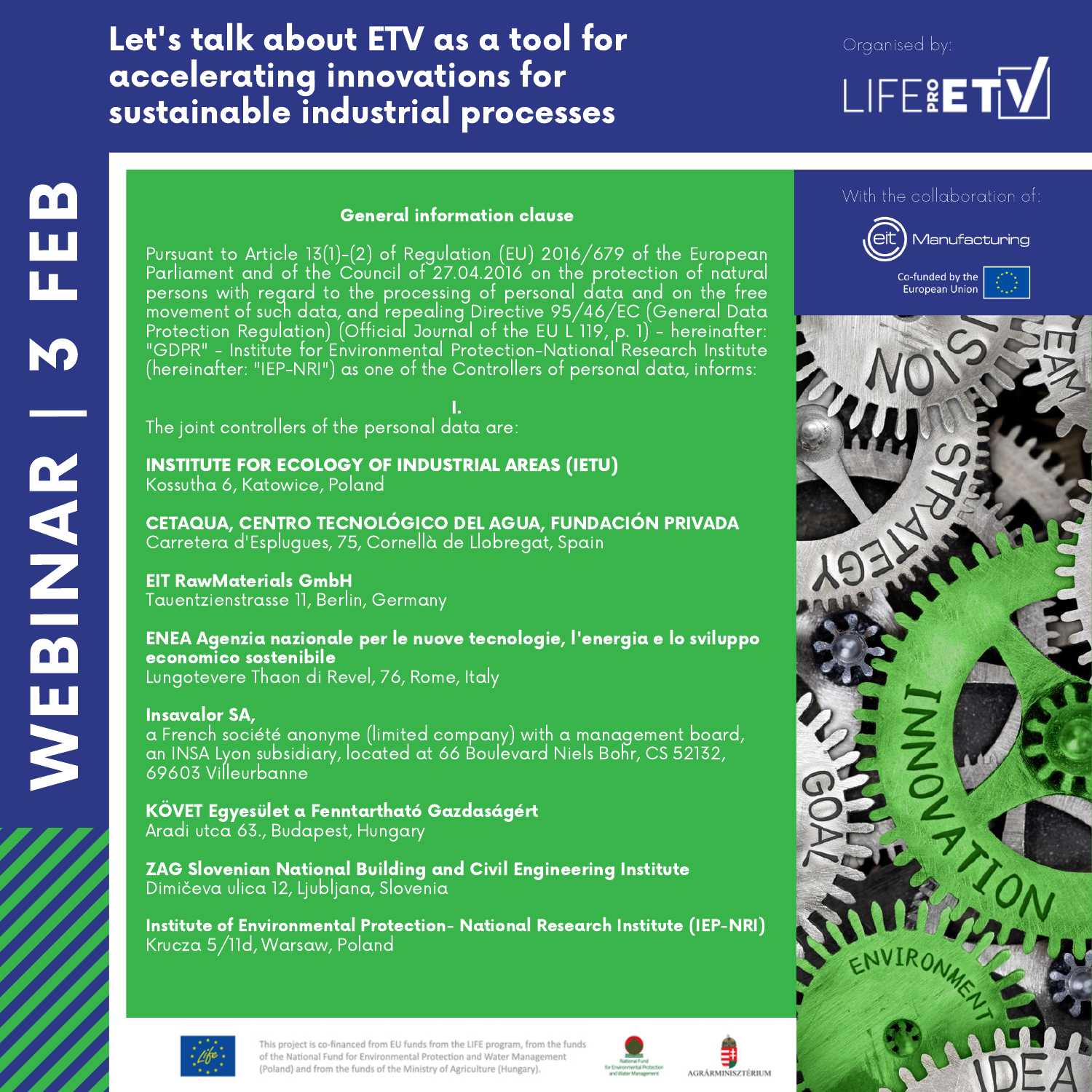# Let's talk about ETV as a tool for accelerating innovations for sustainable industrial processes

Organised by: LIFE PRO ETV

WEBINAR | 3 FEB

With the collaboration of: eit Manufacturing

Co-funded by the European Union

## General information clause

Pursuant to Article 13(1)-(2) of Regulation (EU) 2016/679 of the European Parliament and of the Council of 27.04.2016 on the protection of natural persons with regard to the processing of personal data and on the free movement of such data, and repealing Directive 95/46/EC (General Data Protection Regulation) (Official Journal of the EU L 119, p. 1) - hereinafter: "GDPR" - Institute for Environmental Protection-National Research Institute (hereinafter: "IEP-NRI") as one of the Controllers of personal data, informs:

I.

The joint controllers of the personal data are:

**INSTITUTE FOR ECOLOGY OF INDUSTRIAL AREAS (IETU)**
Kossutha 6, Katowice, Poland

**CETAQUA, CENTRO TECNOLÓGICO DEL AGUA, FUNDACIÓN PRIVADA**
Carretera d'Esplugues, 75, Cornellà de Llobregat, Spain

**EIT RawMaterials GmbH**
Tauentzienstrasse 11, Berlin, Germany

**ENEA Agenzia nazionale per le nuove tecnologie, l'energia e lo sviluppo economico sostenibile**
Lungotevere Thaon di Revel, 76, Rome, Italy

**Insavalor SA,**
a French société anonyme (limited company) with a management board, an INSA Lyon subsidiary, located at 66 Boulevard Niels Bohr, CS 52132, 69603 Villeurbanne

**KÖVET Egyesület a Fenntartható Gazdaságért**
Aradi utca 63., Budapest, Hungary

**ZAG Slovenian National Building and Civil Engineering Institute**
Dimičeva ulica 12, Ljubljana, Slovenia

**Institute of Environmental Protection- National Research Institute (IEP-NRI)**
Krucza 5/11d, Warsaw, Poland

This project is co-financed from EU funds from the LIFE program, from the funds of the National Fund for Environmental Protection and Water Management (Poland) and from the funds of the Ministry of Agriculture (Hungary).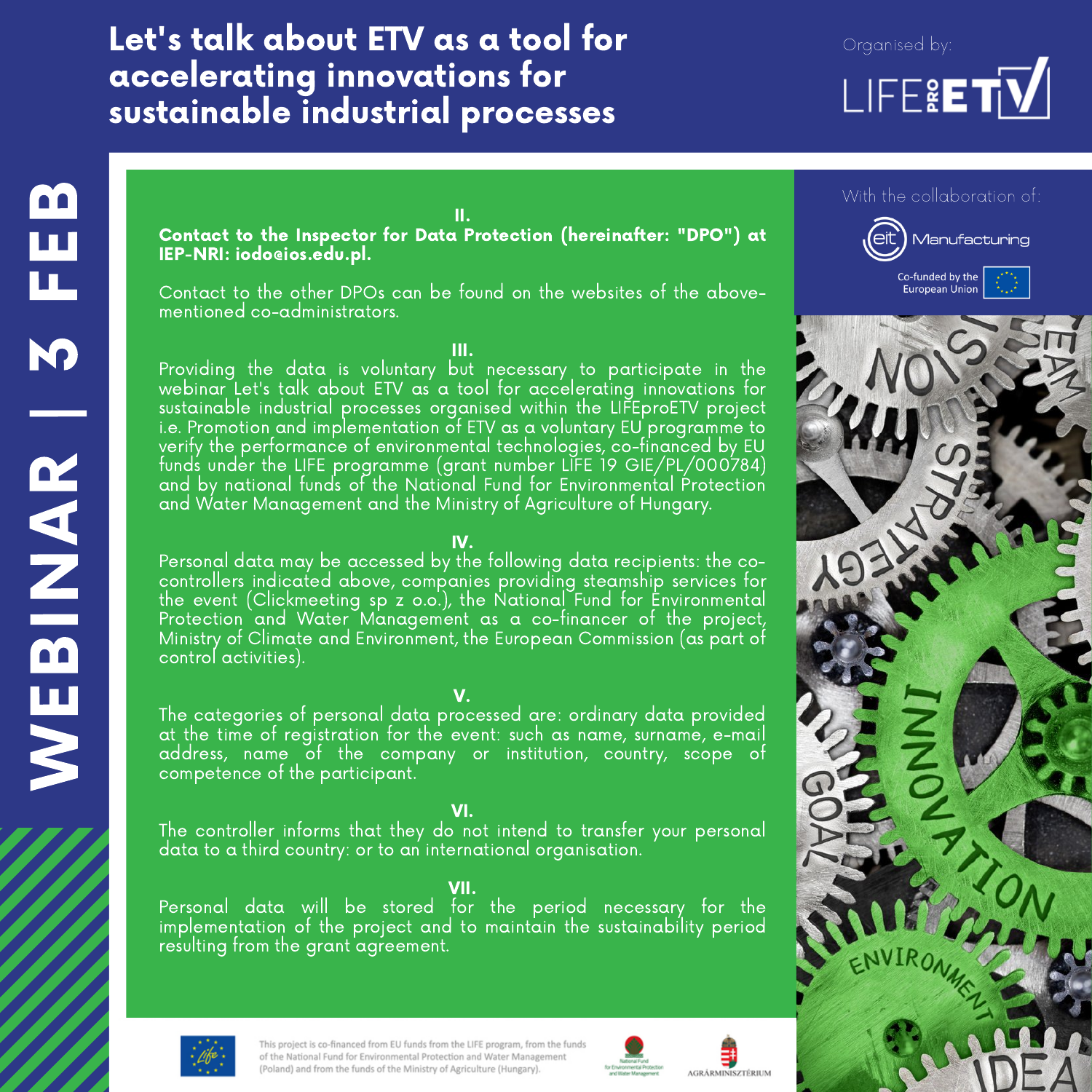# Let's talk about ETV as a tool for accelerating innovations for sustainable industrial processes

Organised by: LIFE PRO ETV

WEBINAR | 3 FEB

With the collaboration of: eit Manufacturing

Co-funded by the European Union

**II.**

**Contact to the Inspector for Data Protection (hereinafter: "DPO") at IEP-NRI: iodo@ios.edu.pl.**

Contact to the other DPOs can be found on the websites of the above-mentioned co-administrators.

**III.**

Providing the data is voluntary but necessary to participate in the webinar Let's talk about ETV as a tool for accelerating innovations for sustainable industrial processes organised within the LIFEproETV project i.e. Promotion and implementation of ETV as a voluntary EU programme to verify the performance of environmental technologies, co-financed by EU funds under the LIFE programme (grant number LIFE 19 GIE/PL/000784) and by national funds of the National Fund for Environmental Protection and Water Management and the Ministry of Agriculture of Hungary.

**IV.**

Personal data may be accessed by the following data recipients: the co-controllers indicated above, companies providing steamship services for the event (Clickmeeting sp z o.o.), the National Fund for Environmental Protection and Water Management as a co-financer of the project, Ministry of Climate and Environment, the European Commission (as part of control activities).

**V.**

The categories of personal data processed are: ordinary data provided at the time of registration for the event: such as name, surname, e-mail address, name of the company or institution, country, scope of competence of the participant.

**VI.**

The controller informs that they do not intend to transfer your personal data to a third country: or to an international organisation.

**VII.**

Personal data will be stored for the period necessary for the implementation of the project and to maintain the sustainability period resulting from the grant agreement.

This project is co-financed from EU funds from the LIFE program, from the funds of the National Fund for Environmental Protection and Water Management (Poland) and from the funds of the Ministry of Agriculture (Hungary).

National Fund for Environmental Protection and Water Management

AGRÁRMINISZTÉRIUM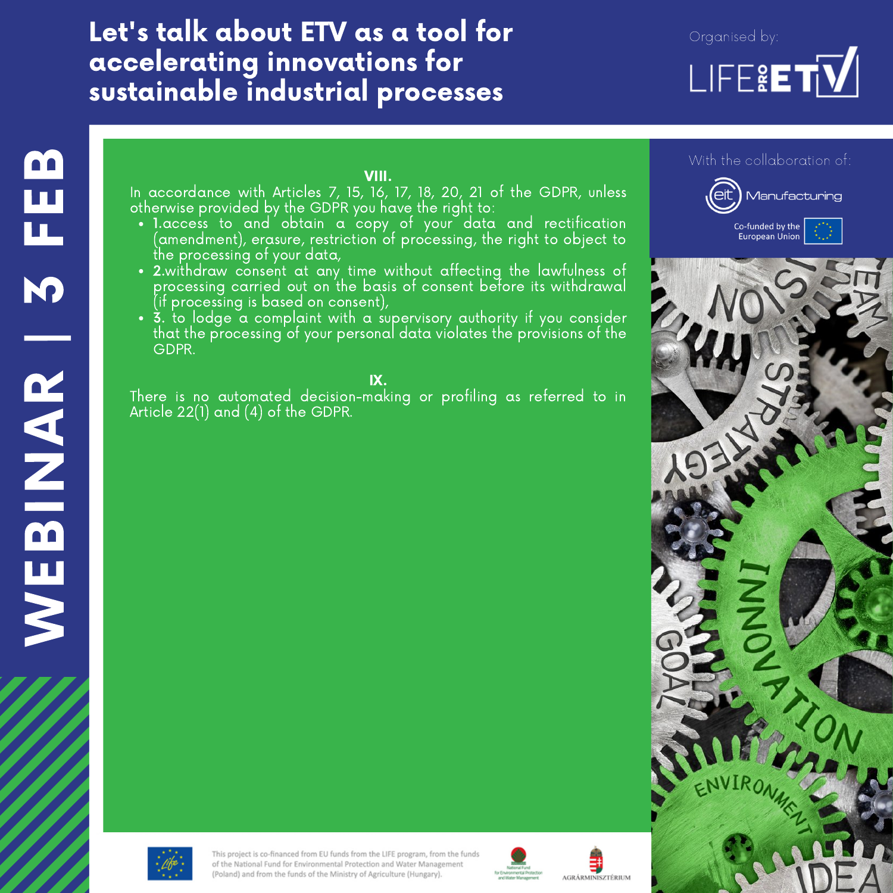# Let's talk about ETV as a tool for accelerating innovations for sustainable industrial processes

Organised by: LIFE PRO ETV

WEBINAR | 3 FEB

With the collaboration of: eit Manufacturing

Co-funded by the European Union

### VIII.

In accordance with Articles 7, 15, 16, 17, 18, 20, 21 of the GDPR, unless otherwise provided by the GDPR you have the right to:

- 1.access to and obtain a copy of your data and rectification (amendment), erasure, restriction of processing, the right to object to the processing of your data,
- 2.withdraw consent at any time without affecting the lawfulness of processing carried out on the basis of consent before its withdrawal (if processing is based on consent),
- 3. to lodge a complaint with a supervisory authority if you consider that the processing of your personal data violates the provisions of the GDPR.

### IX.

There is no automated decision-making or profiling as referred to in Article 22(1) and (4) of the GDPR.

This project is co-financed from EU funds from the LIFE program, from the funds of the National Fund for Environmental Protection and Water Management (Poland) and from the funds of the Ministry of Agriculture (Hungary).

National Fund for Environmental Protection and Water Management

AGRÁRMINISZTÉRIUM